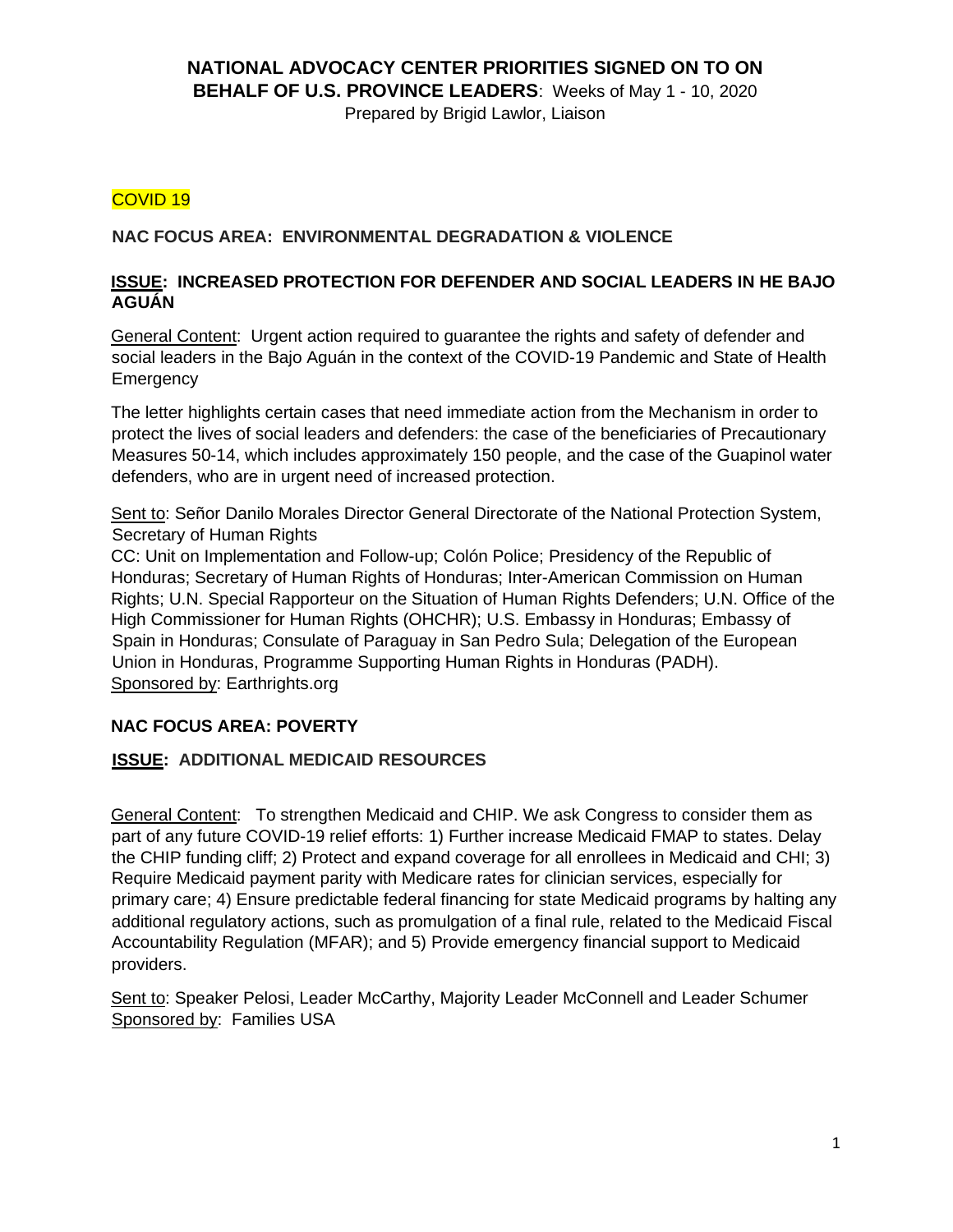# NATIONAL ADVOCACY CENTER PRIORITIES SIGNED ON TO ON BEHALF OF U.S. PROVINCE LEADERS: Weeks of May 1 - 10, 2020

Prepared by Brigid Lawlor, Liaison

COVID 19

## NAC FOCUS AREA: ENVIRONMENTAL DEGRADATION & VIOLENCE

### ISSUE: INCREASED PROTECTION FOR DEFENDER AND SOCIAL LEADERS IN HE BAJO AGUÁN

General Content: Urgent action required to guarantee the rights and safety of defender and social leaders in the Bajo Aguán in the context of the COVID-19 Pandemic and State of Health Emergency

The letter highlights certain cases that need immediate action from the Mechanism in order to protect the lives of social leaders and defenders: the case of the beneficiaries of Precautionary Measures 50-14, which includes approximately 150 people, and the case of the Guapinol water defenders, who are in urgent need of increased protection.

Sent to: Señor Danilo Morales Director General Directorate of the National Protection System, Secretary of Human Rights

CC: Unit on Implementation and Follow-up; Colón Police; Presidency of the Republic of Honduras; Secretary of Human Rights of Honduras; Inter-American Commission on Human Rights; U.N. Special Rapporteur on the Situation of Human Rights Defenders; U.N. Office of the High Commissioner for Human Rights (OHCHR); U.S. Embassy in Honduras; Embassy of Spain in Honduras; Consulate of Paraguay in San Pedro Sula; Delegation of the European Union in Honduras, Programme Supporting Human Rights in Honduras (PADH).

Sponsored by: Earthrights.org

## NAC FOCUS AREA: POVERTY

### ISSUE: ADDITIONAL MEDICAID RESOURCES

General Content: To strengthen Medicaid and CHIP. We ask Congress to consider them as part of any future COVID-19 relief efforts: 1) Further increase Medicaid FMAP to states. Delay the CHIP funding cliff; 2) Protect and expand coverage for all enrollees in Medicaid and CHI; 3) Require Medicaid payment parity with Medicare rates for clinician services, especially for primary care; 4) Ensure predictable federal financing for state Medicaid programs by halting any additional regulatory actions, such as promulgation of a final rule, related to the Medicaid Fiscal Accountability Regulation (MFAR); and 5) Provide emergency financial support to Medicaid providers.

Sent to: Speaker Pelosi, Leader McCarthy, Majority Leader McConnell and Leader Schumer

Sponsored by: Families USA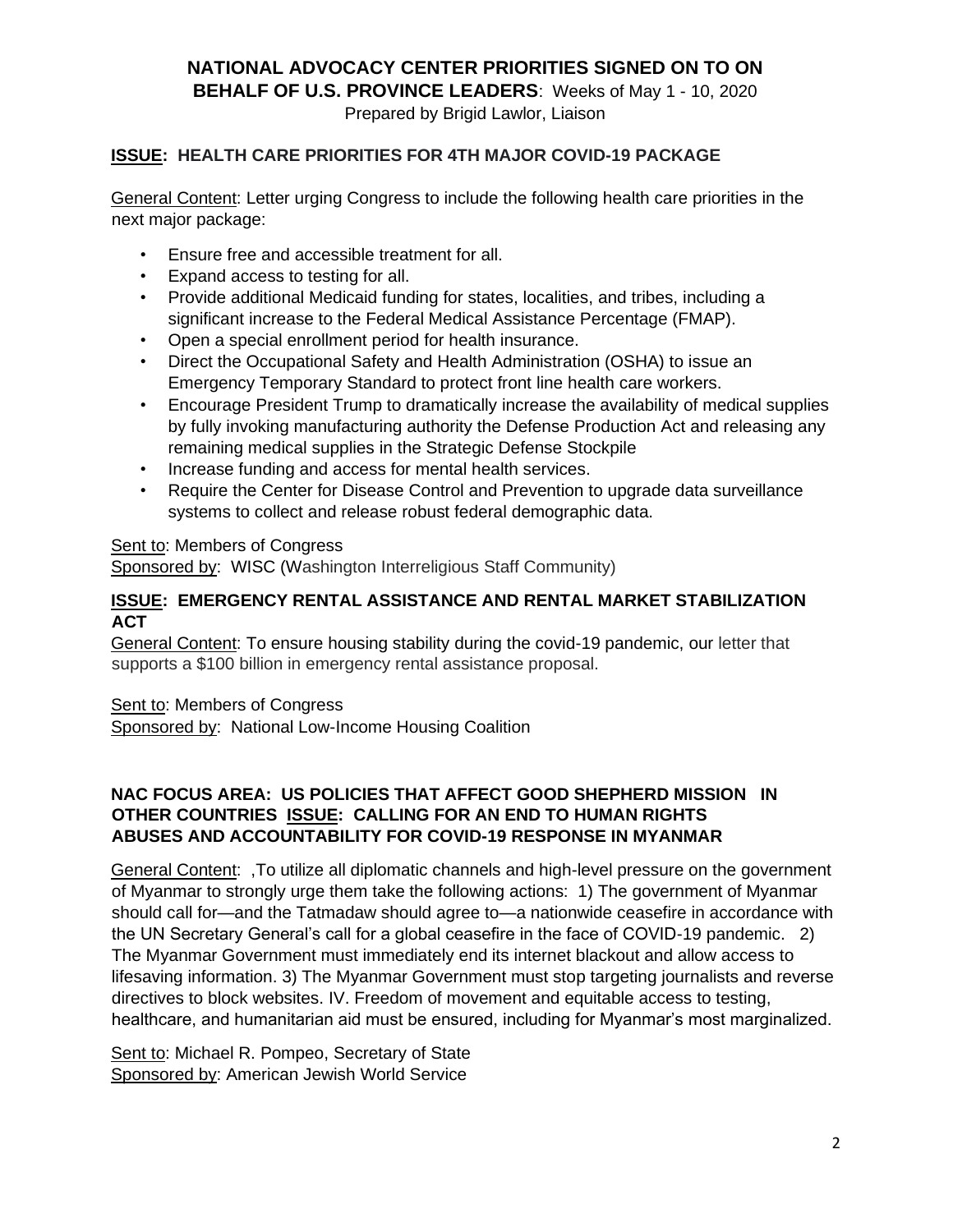# NATIONAL ADVOCACY CENTER PRIORITIES SIGNED ON TO ON BEHALF OF U.S. PROVINCE LEADERS: Weeks of May 1 - 10, 2020

Prepared by Brigid Lawlor, Liaison

## **ISSUE: HEALTH CARE PRIORITIES FOR 4TH MAJOR COVID-19 PACKAGE**

General Content: Letter urging Congress to include the following health care priorities in the next major package:

- Ensure free and accessible treatment for all.
- Expand access to testing for all.
- Provide additional Medicaid funding for states, localities, and tribes, including a significant increase to the Federal Medical Assistance Percentage (FMAP).
- Open a special enrollment period for health insurance.
- Direct the Occupational Safety and Health Administration (OSHA) to issue an Emergency Temporary Standard to protect front line health care workers.
- Encourage President Trump to dramatically increase the availability of medical supplies by fully invoking manufacturing authority the Defense Production Act and releasing any remaining medical supplies in the Strategic Defense Stockpile
- Increase funding and access for mental health services.
- Require the Center for Disease Control and Prevention to upgrade data surveillance systems to collect and release robust federal demographic data.

Sent to: Members of Congress

Sponsored by: WISC (Washington Interreligious Staff Community)

## **ISSUE: EMERGENCY RENTAL ASSISTANCE AND RENTAL MARKET STABILIZATION ACT**

General Content: To ensure housing stability during the covid-19 pandemic, our letter that supports a $100 billion in emergency rental assistance proposal.

Sent to: Members of Congress

Sponsored by: National Low-Income Housing Coalition

## **NAC FOCUS AREA: US POLICIES THAT AFFECT GOOD SHEPHERD MISSION IN OTHER COUNTRIES ISSUE: CALLING FOR AN END TO HUMAN RIGHTS ABUSES AND ACCOUNTABILITY FOR COVID-19 RESPONSE IN MYANMAR**

General Content: ,To utilize all diplomatic channels and high-level pressure on the government of Myanmar to strongly urge them take the following actions: 1) The government of Myanmar should call for—and the Tatmadaw should agree to—a nationwide ceasefire in accordance with the UN Secretary General's call for a global ceasefire in the face of COVID-19 pandemic. 2) The Myanmar Government must immediately end its internet blackout and allow access to lifesaving information. 3) The Myanmar Government must stop targeting journalists and reverse directives to block websites. IV. Freedom of movement and equitable access to testing, healthcare, and humanitarian aid must be ensured, including for Myanmar's most marginalized.

Sent to: Michael R. Pompeo, Secretary of State

Sponsored by: American Jewish World Service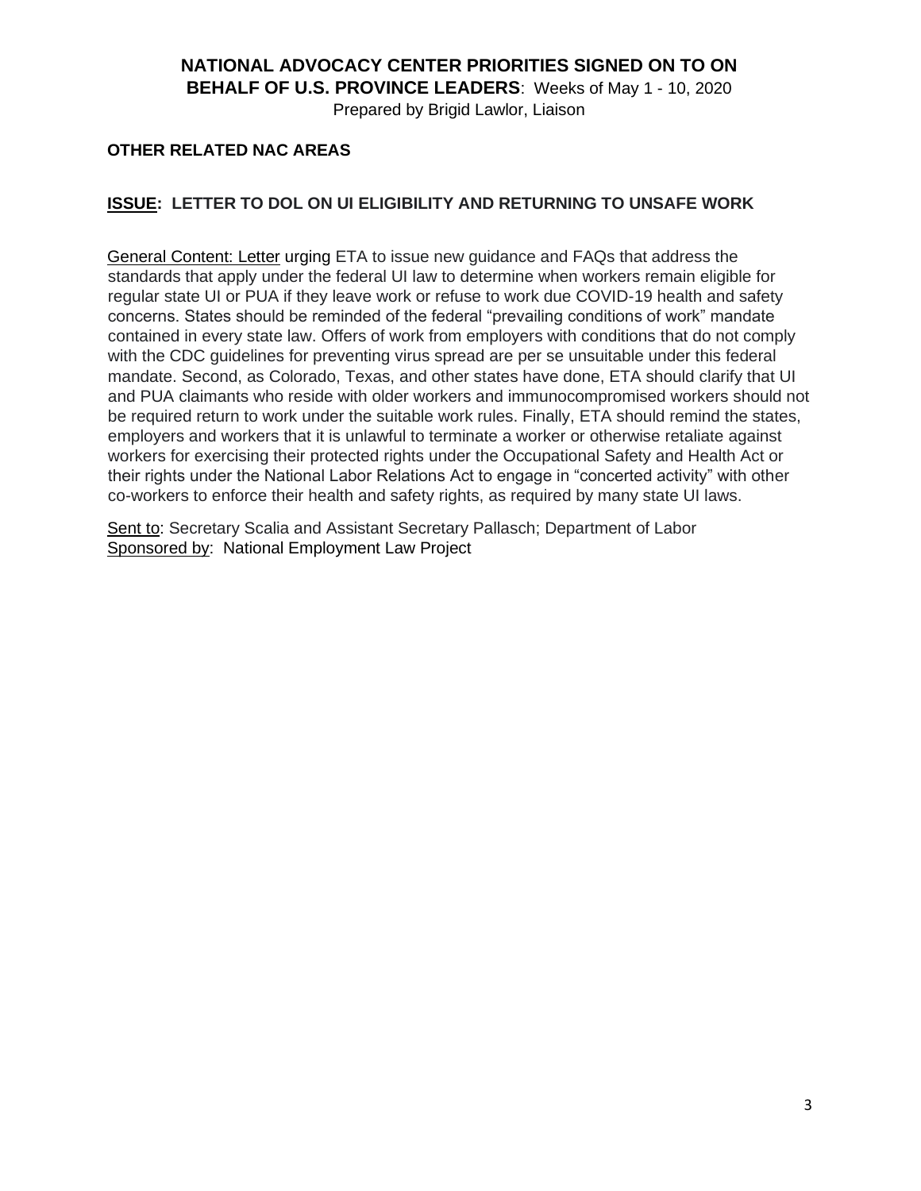# NATIONAL ADVOCACY CENTER PRIORITIES SIGNED ON TO ON BEHALF OF U.S. PROVINCE LEADERS: Weeks of May 1 - 10, 2020

Prepared by Brigid Lawlor, Liaison

**OTHER RELATED NAC AREAS**

## ISSUE: LETTER TO DOL ON UI ELIGIBILITY AND RETURNING TO UNSAFE WORK

General Content: Letter urging ETA to issue new guidance and FAQs that address the standards that apply under the federal UI law to determine when workers remain eligible for regular state UI or PUA if they leave work or refuse to work due COVID-19 health and safety concerns. States should be reminded of the federal "prevailing conditions of work" mandate contained in every state law. Offers of work from employers with conditions that do not comply with the CDC guidelines for preventing virus spread are per se unsuitable under this federal mandate. Second, as Colorado, Texas, and other states have done, ETA should clarify that UI and PUA claimants who reside with older workers and immunocompromised workers should not be required return to work under the suitable work rules. Finally, ETA should remind the states, employers and workers that it is unlawful to terminate a worker or otherwise retaliate against workers for exercising their protected rights under the Occupational Safety and Health Act or their rights under the National Labor Relations Act to engage in "concerted activity" with other co-workers to enforce their health and safety rights, as required by many state UI laws.

Sent to: Secretary Scalia and Assistant Secretary Pallasch; Department of Labor
Sponsored by: National Employment Law Project